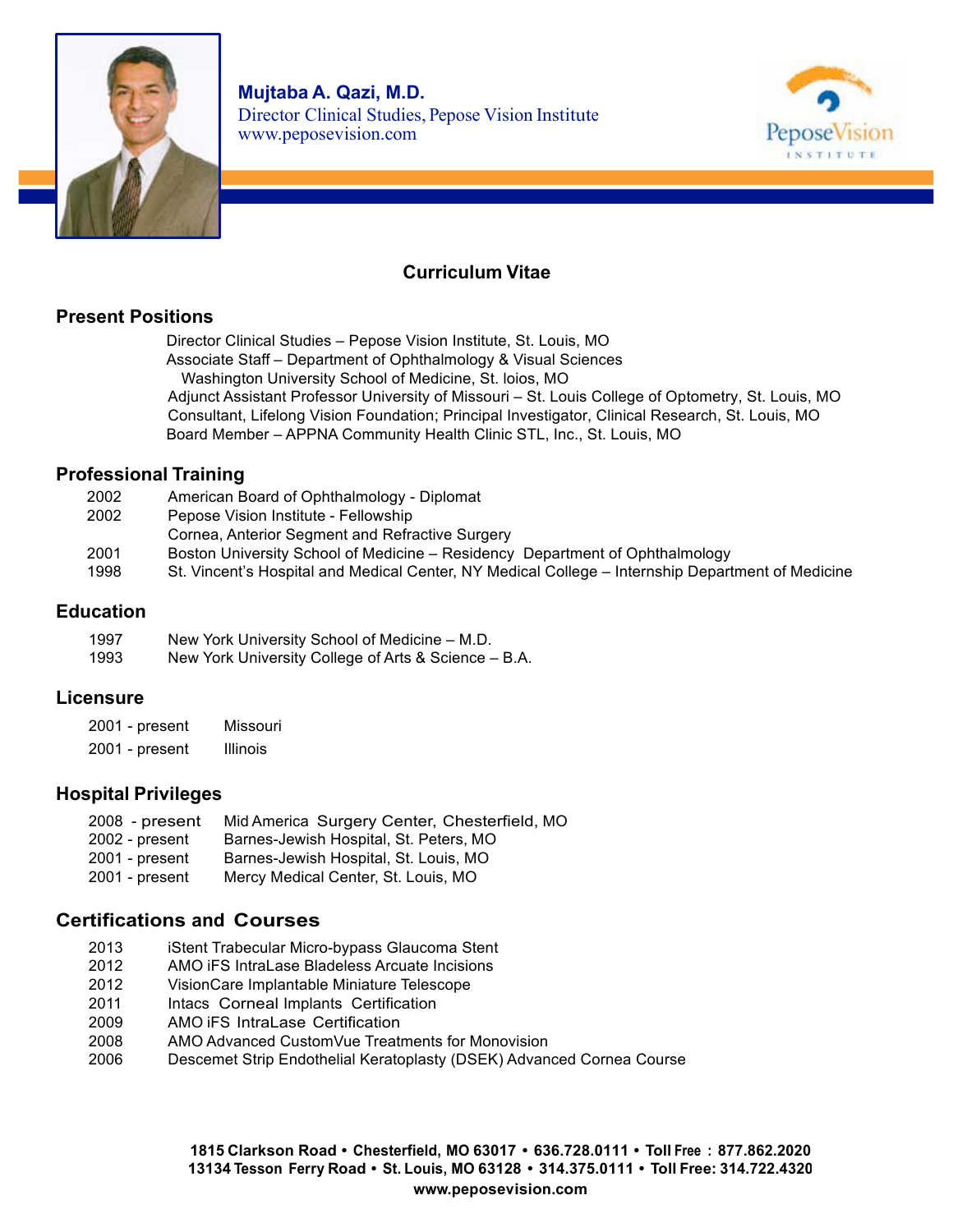**Mujtaba A. Qazi, M.D.**
Director Clinical Studies, Pepose Vision Institute
www.peposevision.com

# Curriculum Vitae

## Present Positions

Director Clinical Studies – Pepose Vision Institute, St. Louis, MO
Associate Staff – Department of Ophthalmology & Visual Sciences
Washington University School of Medicine, St. loios, MO
Adjunct Assistant Professor University of Missouri – St. Louis College of Optometry, St. Louis, MO
Consultant, Lifelong Vision Foundation; Principal Investigator, Clinical Research, St. Louis, MO
Board Member – APPNA Community Health Clinic STL, Inc., St. Louis, MO

## Professional Training

| | |
|---|---|
| 2002 | American Board of Ophthalmology - Diplomat |
| 2002 | Pepose Vision Institute - Fellowship<br>Cornea, Anterior Segment and Refractive Surgery |
| 2001 | Boston University School of Medicine – Residency Department of Ophthalmology |
| 1998 | St. Vincent's Hospital and Medical Center, NY Medical College – Internship Department of Medicine |

## Education

| | |
|---|---|
| 1997 | New York University School of Medicine – M.D. |
| 1993 | New York University College of Arts & Science – B.A. |

## Licensure

| | |
|---|---|
| 2001 - present | Missouri |
| 2001 - present | Illinois |

## Hospital Privileges

| | |
|---|---|
| 2008 - present | Mid America Surgery Center, Chesterfield, MO |
| 2002 - present | Barnes-Jewish Hospital, St. Peters, MO |
| 2001 - present | Barnes-Jewish Hospital, St. Louis, MO |
| 2001 - present | Mercy Medical Center, St. Louis, MO |

## Certifications and Courses

| | |
|---|---|
| 2013 | iStent Trabecular Micro-bypass Glaucoma Stent |
| 2012 | AMO iFS IntraLase Bladeless Arcuate Incisions |
| 2012 | VisionCare Implantable Miniature Telescope |
| 2011 | Intacs Corneal Implants Certification |
| 2009 | AMO iFS IntraLase Certification |
| 2008 | AMO Advanced CustomVue Treatments for Monovision |
| 2006 | Descemet Strip Endothelial Keratoplasty (DSEK) Advanced Cornea Course |

**1815 Clarkson Road • Chesterfield, MO 63017 • 636.728.0111 • Toll Free : 877.862.2020**
**13134 Tesson Ferry Road • St. Louis, MO 63128 • 314.375.0111 • Toll Free: 314.722.4320**
**www.peposevision.com**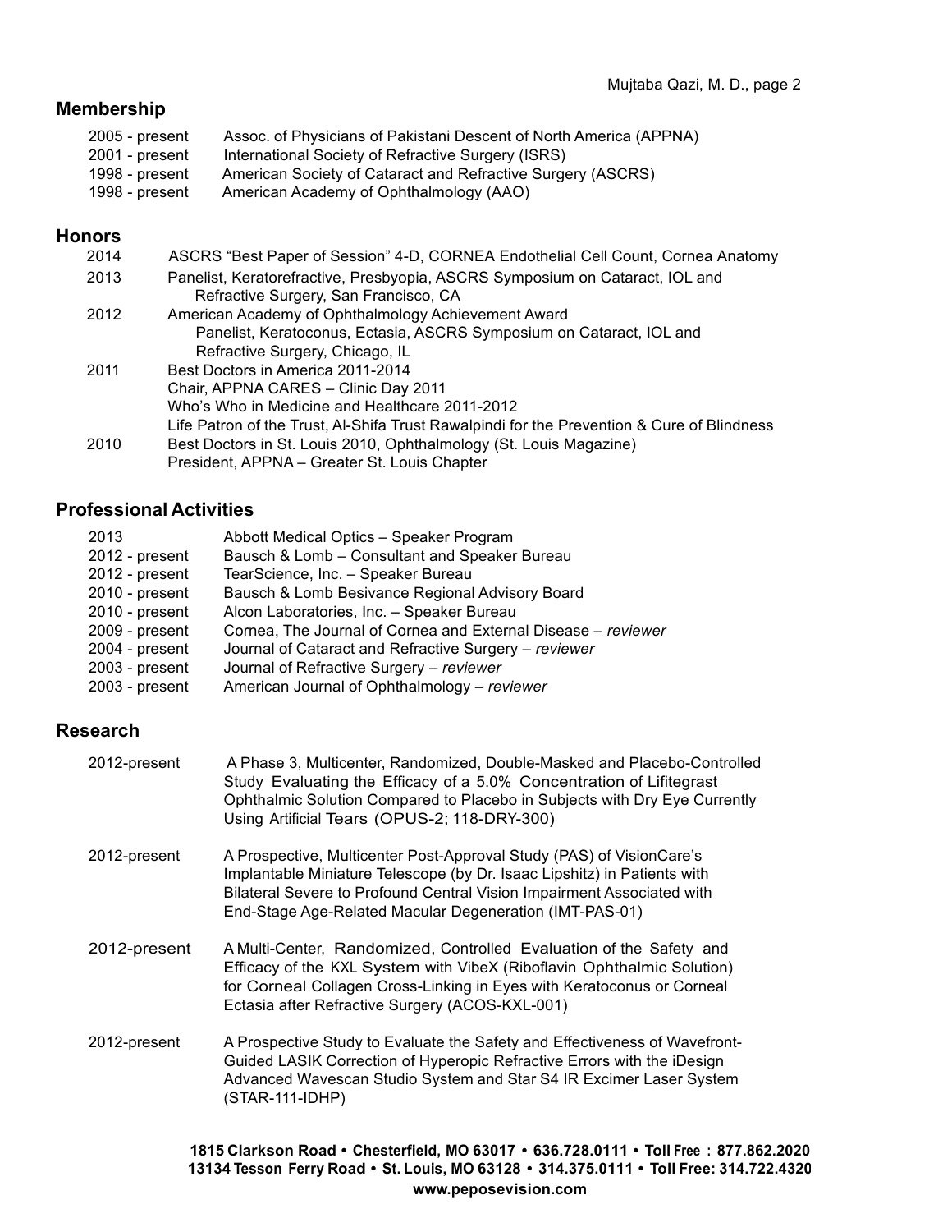## Membership

| | |
|---|---|
| 2005 - present | Assoc. of Physicians of Pakistani Descent of North America (APPNA) |
| 2001 - present | International Society of Refractive Surgery (ISRS) |
| 1998 - present | American Society of Cataract and Refractive Surgery (ASCRS) |
| 1998 - present | American Academy of Ophthalmology (AAO) |

## Honors

| | |
|---|---|
| 2014 | ASCRS "Best Paper of Session" 4-D, CORNEA Endothelial Cell Count, Cornea Anatomy |
| 2013 | Panelist, Keratorefractive, Presbyopia, ASCRS Symposium on Cataract, IOL and Refractive Surgery, San Francisco, CA |
| 2012 | American Academy of Ophthalmology Achievement Award |
| | Panelist, Keratoconus, Ectasia, ASCRS Symposium on Cataract, IOL and Refractive Surgery, Chicago, IL |
| 2011 | Best Doctors in America 2011-2014 |
| | Chair, APPNA CARES – Clinic Day 2011 |
| | Who's Who in Medicine and Healthcare 2011-2012 |
| | Life Patron of the Trust, Al-Shifa Trust Rawalpindi for the Prevention & Cure of Blindness |
| 2010 | Best Doctors in St. Louis 2010, Ophthalmology (St. Louis Magazine) |
| | President, APPNA – Greater St. Louis Chapter |

## Professional Activities

| | |
|---|---|
| 2013 | Abbott Medical Optics – Speaker Program |
| 2012 - present | Bausch & Lomb – Consultant and Speaker Bureau |
| 2012 - present | TearScience, Inc. – Speaker Bureau |
| 2010 - present | Bausch & Lomb Besivance Regional Advisory Board |
| 2010 - present | Alcon Laboratories, Inc. – Speaker Bureau |
| 2009 - present | Cornea, The Journal of Cornea and External Disease – *reviewer* |
| 2004 - present | Journal of Cataract and Refractive Surgery – *reviewer* |
| 2003 - present | Journal of Refractive Surgery – *reviewer* |
| 2003 - present | American Journal of Ophthalmology – *reviewer* |

## Research

| | |
|---|---|
| 2012-present | A Phase 3, Multicenter, Randomized, Double-Masked and Placebo-Controlled Study Evaluating the Efficacy of a 5.0% Concentration of Lifitegrast Ophthalmic Solution Compared to Placebo in Subjects with Dry Eye Currently Using Artificial Tears (OPUS-2; 118-DRY-300) |
| 2012-present | A Prospective, Multicenter Post-Approval Study (PAS) of VisionCare's Implantable Miniature Telescope (by Dr. Isaac Lipshitz) in Patients with Bilateral Severe to Profound Central Vision Impairment Associated with End-Stage Age-Related Macular Degeneration (IMT-PAS-01) |
| 2012-present | A Multi-Center, Randomized, Controlled Evaluation of the Safety and Efficacy of the KXL System with VibeX (Riboflavin Ophthalmic Solution) for Corneal Collagen Cross-Linking in Eyes with Keratoconus or Corneal Ectasia after Refractive Surgery (ACOS-KXL-001) |
| 2012-present | A Prospective Study to Evaluate the Safety and Effectiveness of Wavefront-Guided LASIK Correction of Hyperopic Refractive Errors with the iDesign Advanced Wavescan Studio System and Star S4 IR Excimer Laser System (STAR-111-IDHP) |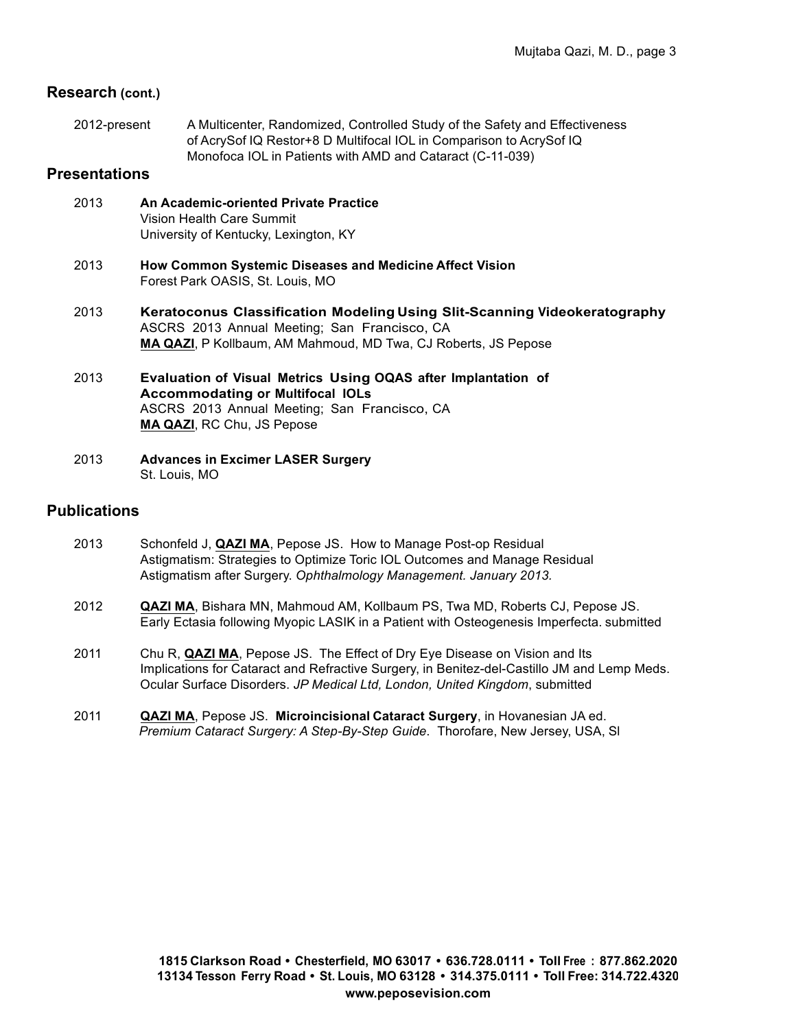## Research (cont.)

2012-present A Multicenter, Randomized, Controlled Study of the Safety and Effectiveness of AcrySof IQ Restor+8 D Multifocal IOL in Comparison to AcrySof IQ Monofoca IOL in Patients with AMD and Cataract (C-11-039)

## Presentations

2013 **An Academic-oriented Private Practice**
Vision Health Care Summit
University of Kentucky, Lexington, KY

2013 **How Common Systemic Diseases and Medicine Affect Vision**
Forest Park OASIS, St. Louis, MO

2013 **Keratoconus Classification Modeling Using Slit-Scanning Videokeratography**
ASCRS 2013 Annual Meeting; San Francisco, CA
**MA QAZI**, P Kollbaum, AM Mahmoud, MD Twa, CJ Roberts, JS Pepose

2013 **Evaluation of Visual Metrics Using OQAS after Implantation of Accommodating or Multifocal IOLs**
ASCRS 2013 Annual Meeting; San Francisco, CA
**MA QAZI**, RC Chu, JS Pepose

2013 **Advances in Excimer LASER Surgery**
St. Louis, MO

## Publications

2013 Schonfeld J, **QAZI MA**, Pepose JS. How to Manage Post-op Residual Astigmatism: Strategies to Optimize Toric IOL Outcomes and Manage Residual Astigmatism after Surgery. *Ophthalmology Management. January 2013.*

2012 **QAZI MA**, Bishara MN, Mahmoud AM, Kollbaum PS, Twa MD, Roberts CJ, Pepose JS. Early Ectasia following Myopic LASIK in a Patient with Osteogenesis Imperfecta. submitted

2011 Chu R, **QAZI MA**, Pepose JS. The Effect of Dry Eye Disease on Vision and Its Implications for Cataract and Refractive Surgery, in Benitez-del-Castillo JM and Lemp Meds. Ocular Surface Disorders. *JP Medical Ltd, London, United Kingdom*, submitted

2011 **QAZI MA**, Pepose JS. **Microincisional Cataract Surgery**, in Hovanesian JA ed. *Premium Cataract Surgery: A Step-By-Step Guide*. Thorofare, New Jersey, USA, Sl

1815 Clarkson Road • Chesterfield, MO 63017 • 636.728.0111 • Toll Free : 877.862.2020
13134 Tesson Ferry Road • St. Louis, MO 63128 • 314.375.0111 • Toll Free: 314.722.4320
www.peposevision.com